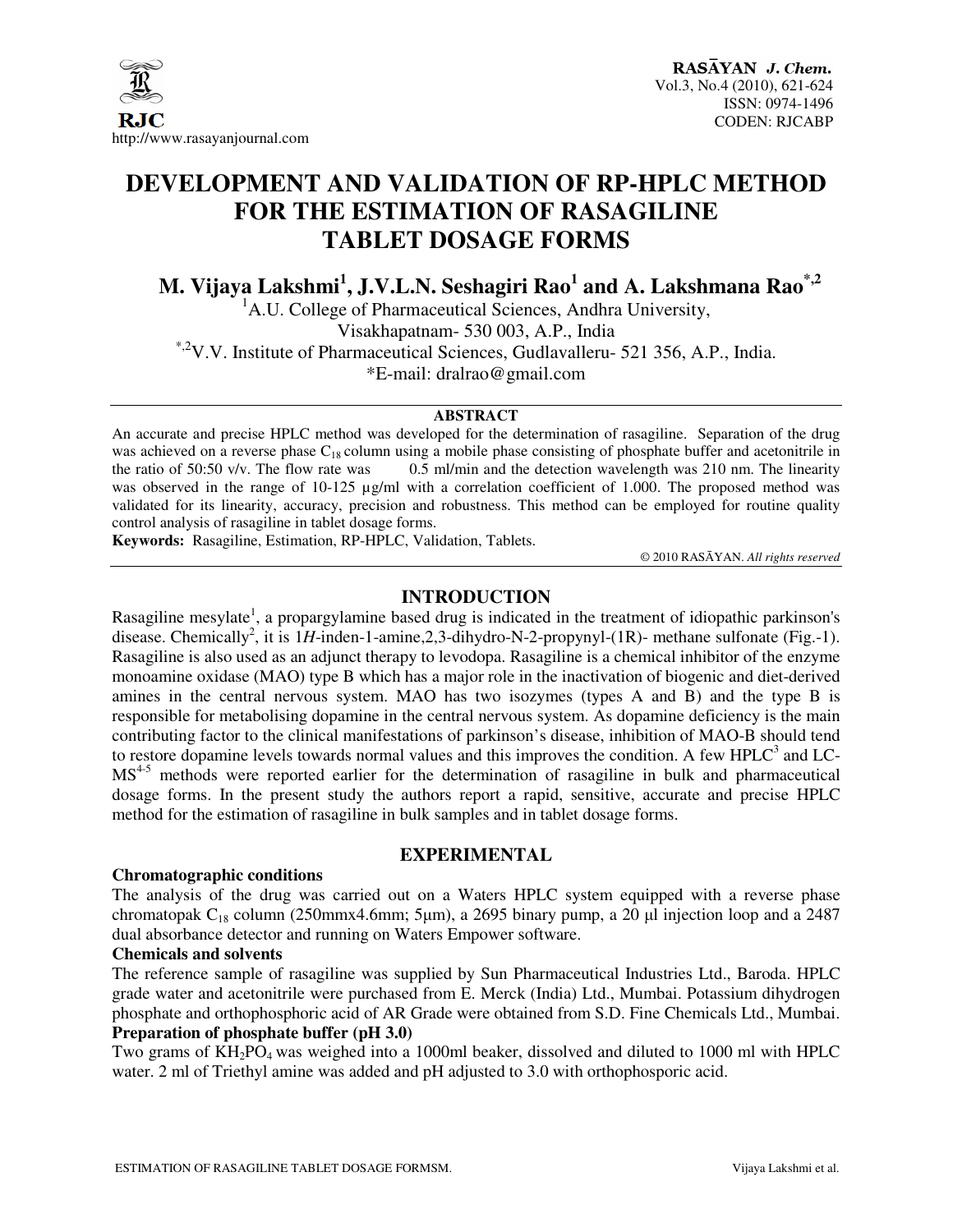# DEVELOPMENT AND VALIDATION OF RP-HPLC METHOD FOR THE ESTIMATION OF RASAGILINE TABLET DOSAGE FORMS

**M. Vijaya Lakshmi[1], J.V.L.N. Seshagiri Rao[1] and A. Lakshmana Rao[*,2]**

[1]A.U. College of Pharmaceutical Sciences, Andhra University, Visakhapatnam- 530 003, A.P., India

[*,2]V.V. Institute of Pharmaceutical Sciences, Gudlavalleru- 521 356, A.P., India.

*E-mail: dralrao@gmail.com

## ABSTRACT

An accurate and precise HPLC method was developed for the determination of rasagiline. Separation of the drug was achieved on a reverse phase $C_{18}$ column using a mobile phase consisting of phosphate buffer and acetonitrile in the ratio of 50:50 v/v. The flow rate was 0.5 ml/min and the detection wavelength was 210 nm. The linearity was observed in the range of 10-125 µg/ml with a correlation coefficient of 1.000. The proposed method was validated for its linearity, accuracy, precision and robustness. This method can be employed for routine quality control analysis of rasagiline in tablet dosage forms.

**Keywords:** Rasagiline, Estimation, RP-HPLC, Validation, Tablets.

© 2010 RASĀYAN. *All rights reserved*

## INTRODUCTION

Rasagiline mesylate[1], a propargylamine based drug is indicated in the treatment of idiopathic parkinson's disease. Chemically[2], it is 1*H*-inden-1-amine,2,3-dihydro-N-2-propynyl-(1R)- methane sulfonate (Fig.-1). Rasagiline is also used as an adjunct therapy to levodopa. Rasagiline is a chemical inhibitor of the enzyme monoamine oxidase (MAO) type B which has a major role in the inactivation of biogenic and diet-derived amines in the central nervous system. MAO has two isozymes (types A and B) and the type B is responsible for metabolising dopamine in the central nervous system. As dopamine deficiency is the main contributing factor to the clinical manifestations of parkinson's disease, inhibition of MAO-B should tend to restore dopamine levels towards normal values and this improves the condition. A few HPLC[3] and LC-MS[4-5] methods were reported earlier for the determination of rasagiline in bulk and pharmaceutical dosage forms. In the present study the authors report a rapid, sensitive, accurate and precise HPLC method for the estimation of rasagiline in bulk samples and in tablet dosage forms.

## EXPERIMENTAL

### Chromatographic conditions

The analysis of the drug was carried out on a Waters HPLC system equipped with a reverse phase chromatopak $C_{18}$ column (250mmx4.6mm; 5µm), a 2695 binary pump, a 20 µl injection loop and a 2487 dual absorbance detector and running on Waters Empower software.

### Chemicals and solvents

The reference sample of rasagiline was supplied by Sun Pharmaceutical Industries Ltd., Baroda. HPLC grade water and acetonitrile were purchased from E. Merck (India) Ltd., Mumbai. Potassium dihydrogen phosphate and orthophosphoric acid of AR Grade were obtained from S.D. Fine Chemicals Ltd., Mumbai.

### Preparation of phosphate buffer (pH 3.0)

Two grams of $KH_2PO_4$ was weighed into a 1000ml beaker, dissolved and diluted to 1000 ml with HPLC water. 2 ml of Triethyl amine was added and pH adjusted to 3.0 with orthophosporic acid.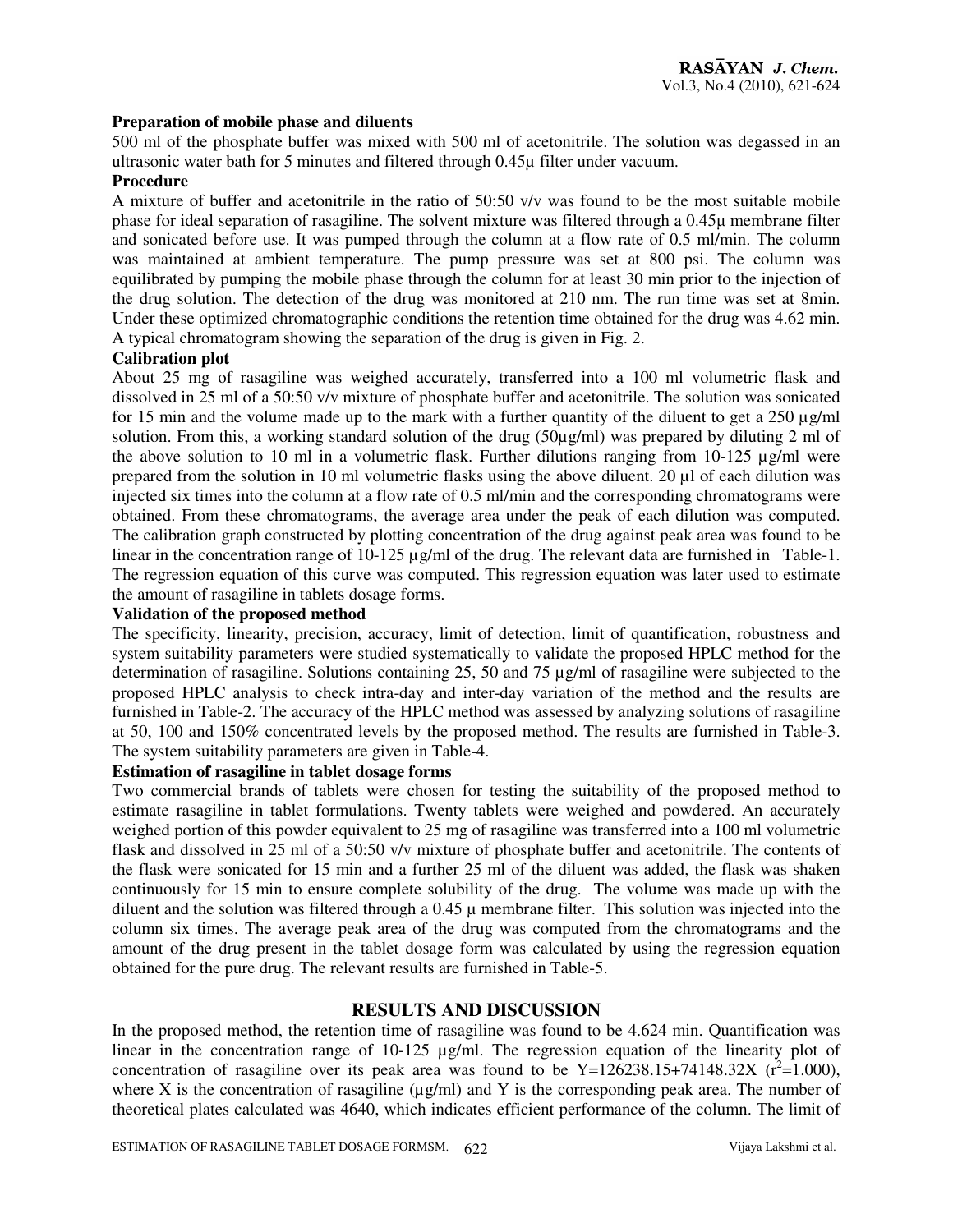### Preparation of mobile phase and diluents

500 ml of the phosphate buffer was mixed with 500 ml of acetonitrile. The solution was degassed in an ultrasonic water bath for 5 minutes and filtered through 0.45µ filter under vacuum.

### Procedure

A mixture of buffer and acetonitrile in the ratio of 50:50 v/v was found to be the most suitable mobile phase for ideal separation of rasagiline. The solvent mixture was filtered through a 0.45µ membrane filter and sonicated before use. It was pumped through the column at a flow rate of 0.5 ml/min. The column was maintained at ambient temperature. The pump pressure was set at 800 psi. The column was equilibrated by pumping the mobile phase through the column for at least 30 min prior to the injection of the drug solution. The detection of the drug was monitored at 210 nm. The run time was set at 8min. Under these optimized chromatographic conditions the retention time obtained for the drug was 4.62 min. A typical chromatogram showing the separation of the drug is given in Fig. 2.

### Calibration plot

About 25 mg of rasagiline was weighed accurately, transferred into a 100 ml volumetric flask and dissolved in 25 ml of a 50:50 v/v mixture of phosphate buffer and acetonitrile. The solution was sonicated for 15 min and the volume made up to the mark with a further quantity of the diluent to get a 250 µg/ml solution. From this, a working standard solution of the drug (50µg/ml) was prepared by diluting 2 ml of the above solution to 10 ml in a volumetric flask. Further dilutions ranging from 10-125 µg/ml were prepared from the solution in 10 ml volumetric flasks using the above diluent. 20 µl of each dilution was injected six times into the column at a flow rate of 0.5 ml/min and the corresponding chromatograms were obtained. From these chromatograms, the average area under the peak of each dilution was computed. The calibration graph constructed by plotting concentration of the drug against peak area was found to be linear in the concentration range of 10-125 µg/ml of the drug. The relevant data are furnished in Table-1. The regression equation of this curve was computed. This regression equation was later used to estimate the amount of rasagiline in tablets dosage forms.

### Validation of the proposed method

The specificity, linearity, precision, accuracy, limit of detection, limit of quantification, robustness and system suitability parameters were studied systematically to validate the proposed HPLC method for the determination of rasagiline. Solutions containing 25, 50 and 75 µg/ml of rasagiline were subjected to the proposed HPLC analysis to check intra-day and inter-day variation of the method and the results are furnished in Table-2. The accuracy of the HPLC method was assessed by analyzing solutions of rasagiline at 50, 100 and 150% concentrated levels by the proposed method. The results are furnished in Table-3. The system suitability parameters are given in Table-4.

### Estimation of rasagiline in tablet dosage forms

Two commercial brands of tablets were chosen for testing the suitability of the proposed method to estimate rasagiline in tablet formulations. Twenty tablets were weighed and powdered. An accurately weighed portion of this powder equivalent to 25 mg of rasagiline was transferred into a 100 ml volumetric flask and dissolved in 25 ml of a 50:50 v/v mixture of phosphate buffer and acetonitrile. The contents of the flask were sonicated for 15 min and a further 25 ml of the diluent was added, the flask was shaken continuously for 15 min to ensure complete solubility of the drug. The volume was made up with the diluent and the solution was filtered through a 0.45 µ membrane filter. This solution was injected into the column six times. The average peak area of the drug was computed from the chromatograms and the amount of the drug present in the tablet dosage form was calculated by using the regression equation obtained for the pure drug. The relevant results are furnished in Table-5.

## RESULTS AND DISCUSSION

In the proposed method, the retention time of rasagiline was found to be 4.624 min. Quantification was linear in the concentration range of 10-125 µg/ml. The regression equation of the linearity plot of concentration of rasagiline over its peak area was found to be $Y=126238.15+74148.32X$ ($r^2=1.000$), where X is the concentration of rasagiline (µg/ml) and Y is the corresponding peak area. The number of theoretical plates calculated was 4640, which indicates efficient performance of the column. The limit of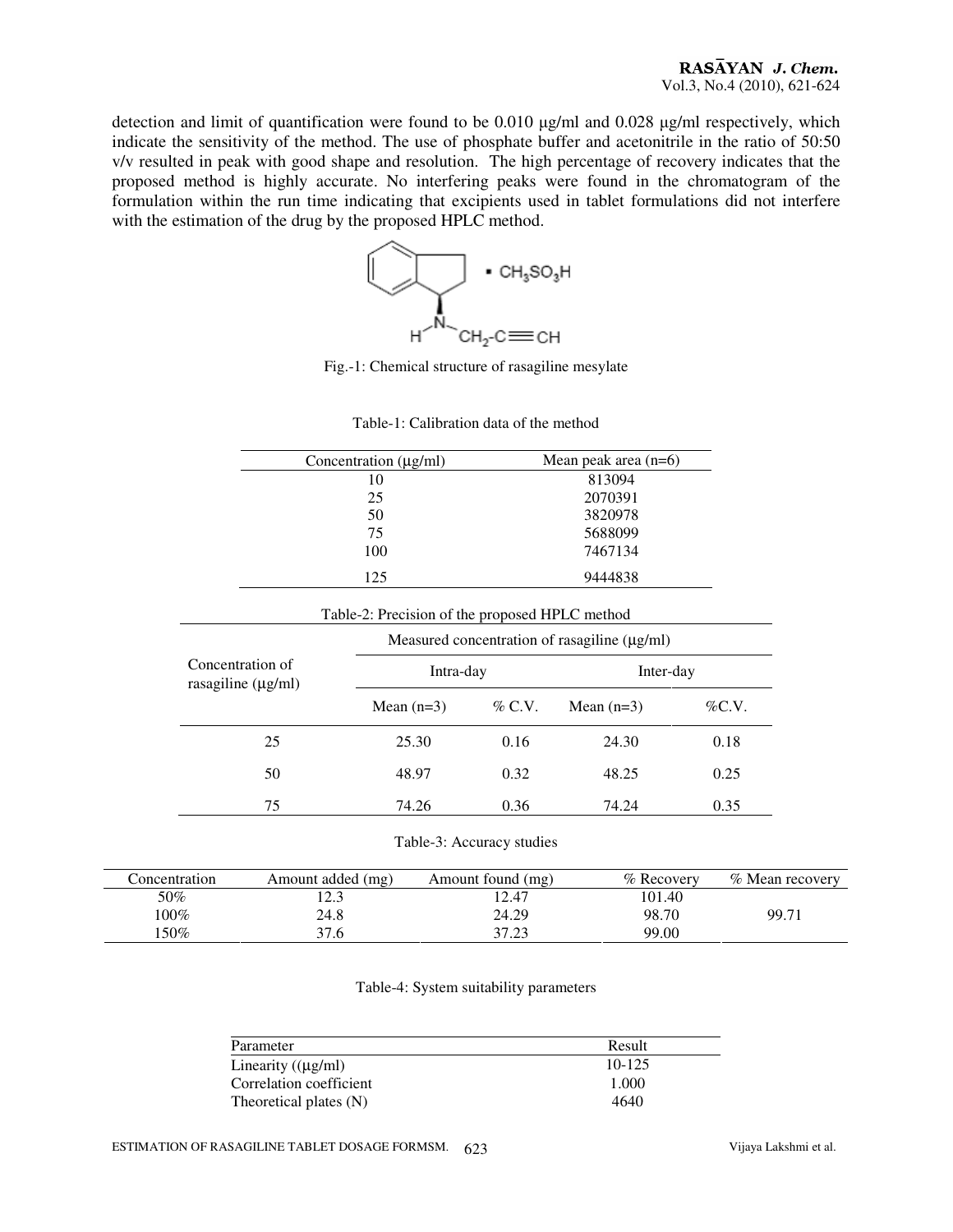detection and limit of quantification were found to be 0.010 μg/ml and 0.028 μg/ml respectively, which indicate the sensitivity of the method. The use of phosphate buffer and acetonitrile in the ratio of 50:50 v/v resulted in peak with good shape and resolution. The high percentage of recovery indicates that the proposed method is highly accurate. No interfering peaks were found in the chromatogram of the formulation within the run time indicating that excipients used in tablet formulations did not interfere with the estimation of the drug by the proposed HPLC method.

Fig.-1: Chemical structure of rasagiline mesylate

Table-1: Calibration data of the method

| Concentration (μg/ml) | Mean peak area (n=6) |
|---|---|
| 10 | 813094 |
| 25 | 2070391 |
| 50 | 3820978 |
| 75 | 5688099 |
| 100 | 7467134 |
| 125 | 9444838 |

Table-2: Precision of the proposed HPLC method

| Concentration of rasagiline (μg/ml) | Measured concentration of rasagiline (μg/ml) | | | |
|---|---|---|---|---|
| | Intra-day | | Inter-day | |
| | Mean (n=3) | % C.V. | Mean (n=3) | %C.V. |
| 25 | 25.30 | 0.16 | 24.30 | 0.18 |
| 50 | 48.97 | 0.32 | 48.25 | 0.25 |
| 75 | 74.26 | 0.36 | 74.24 | 0.35 |

Table-3: Accuracy studies

| Concentration | Amount added (mg) | Amount found (mg) | % Recovery | % Mean recovery |
|---|---|---|---|---|
| 50% | 12.3 | 12.47 | 101.40 | |
| 100% | 24.8 | 24.29 | 98.70 | 99.71 |
| 150% | 37.6 | 37.23 | 99.00 | |

Table-4: System suitability parameters

| Parameter | Result |
|---|---|
| Linearity ((μg/ml) | 10-125 |
| Correlation coefficient | 1.000 |
| Theoretical plates (N) | 4640 |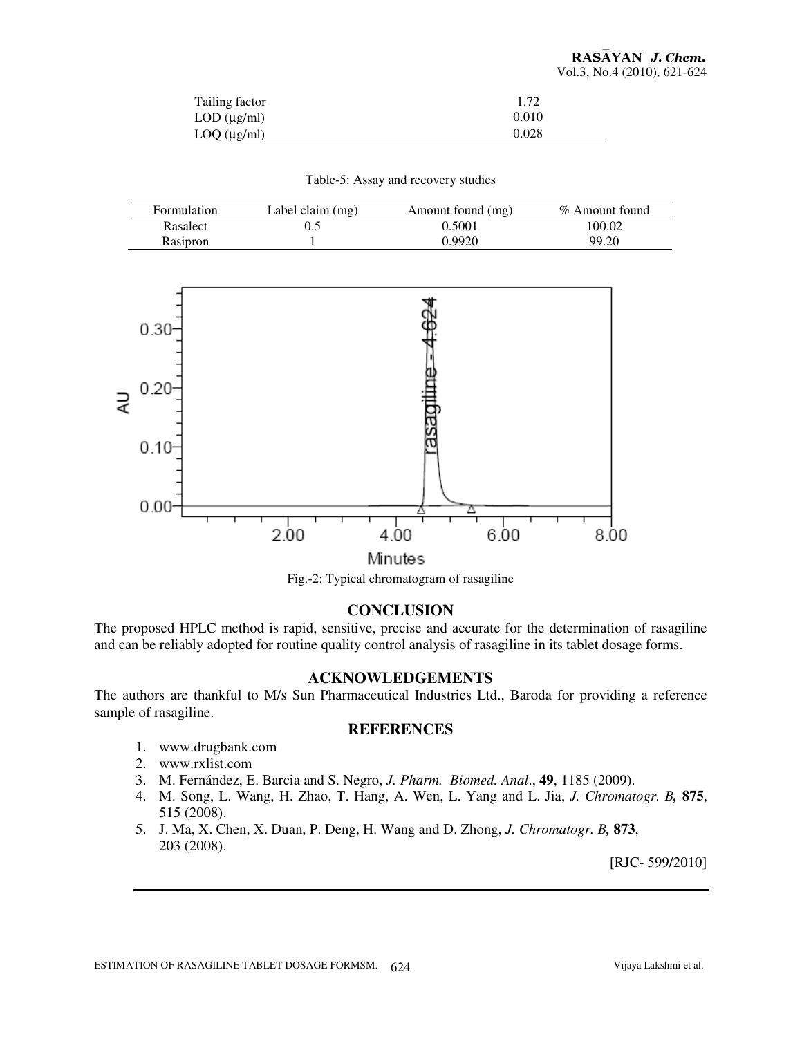| | |
|---|---|
| Tailing factor | 1.72 |
| LOD (µg/ml) | 0.010 |
| LOQ (µg/ml) | 0.028 |

Table-5: Assay and recovery studies

| Formulation | Label claim (mg) | Amount found (mg) | % Amount found |
|---|---|---|---|
| Rasalect | 0.5 | 0.5001 | 100.02 |
| Rasipron | 1 | 0.9920 | 99.20 |

AU
0.30
0.20
0.10
0.00
rasagiline - 4.624
2.00
4.00
6.00
8.00
Minutes

Fig.-2: Typical chromatogram of rasagiline

## CONCLUSION

The proposed HPLC method is rapid, sensitive, precise and accurate for the determination of rasagiline and can be reliably adopted for routine quality control analysis of rasagiline in its tablet dosage forms.

## ACKNOWLEDGEMENTS

The authors are thankful to M/s Sun Pharmaceutical Industries Ltd., Baroda for providing a reference sample of rasagiline.

## REFERENCES

1. www.drugbank.com
2. www.rxlist.com
3. M. Fernández, E. Barcia and S. Negro, *J. Pharm. Biomed. Anal*., **49**, 1185 (2009).
4. M. Song, L. Wang, H. Zhao, T. Hang, A. Wen, L. Yang and L. Jia, *J. Chromatogr. B,* **875**, 515 (2008).
5. J. Ma, X. Chen, X. Duan, P. Deng, H. Wang and D. Zhong, *J. Chromatogr. B,* **873**, 203 (2008).

[RJC- 599/2010]